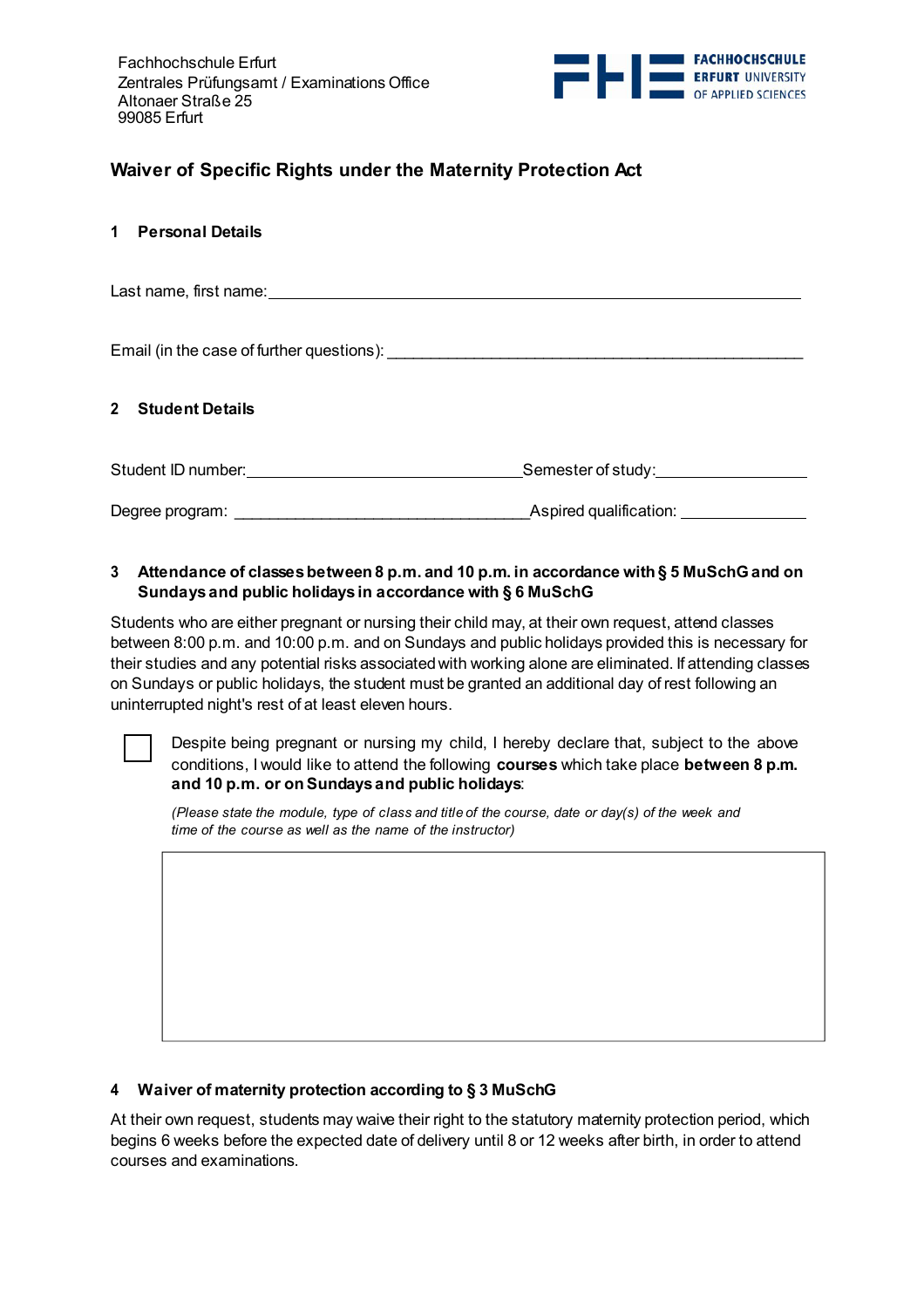Fachhochschule Erfurt
Zentrales Prüfungsamt / Examinations Office
Altonaer Straße 25
99085 Erfurt

FACHHOCHSCHULE ERFURT UNIVERSITY OF APPLIED SCIENCES

# Waiver of Specific Rights under the Maternity Protection Act

## 1 Personal Details

Last name, first name: ______________________________________________

Email (in the case of further questions): ______________________________

## 2 Student Details

Student ID number: ________________________ Semester of study: ______________

Degree program: __________________________ Aspired qualification: ____________

## 3 Attendance of classes between 8 p.m. and 10 p.m. in accordance with § 5 MuSchG and on Sundays and public holidays in accordance with § 6 MuSchG

Students who are either pregnant or nursing their child may, at their own request, attend classes between 8:00 p.m. and 10:00 p.m. and on Sundays and public holidays provided this is necessary for their studies and any potential risks associated with working alone are eliminated. If attending classes on Sundays or public holidays, the student must be granted an additional day of rest following an uninterrupted night's rest of at least eleven hours.

☐ Despite being pregnant or nursing my child, I hereby declare that, subject to the above conditions, I would like to attend the following **courses** which take place **between 8 p.m. and 10 p.m. or on Sundays and public holidays**:

*(Please state the module, type of class and title of the course, date or day(s) of the week and time of the course as well as the name of the instructor)*

|  |
|---|
|  |

## 4 Waiver of maternity protection according to § 3 MuSchG

At their own request, students may waive their right to the statutory maternity protection period, which begins 6 weeks before the expected date of delivery until 8 or 12 weeks after birth, in order to attend courses and examinations.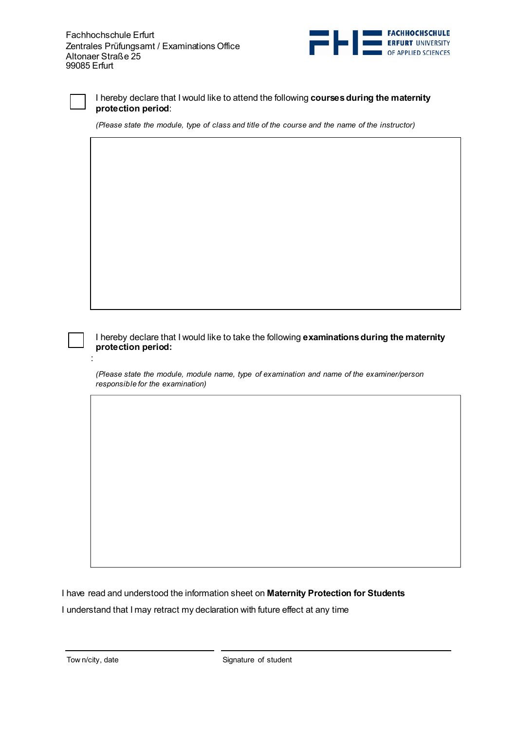Fachhochschule Erfurt
Zentrales Prüfungsamt / Examinations Office
Altonaer Straße 25
99085 Erfurt

FACHHOCHSCHULE ERFURT UNIVERSITY OF APPLIED SCIENCES

☐ I hereby declare that I would like to attend the following **courses during the maternity protection period**:

*(Please state the module, type of class and title of the course and the name of the instructor)*

| |
|---|
| |

☐ I hereby declare that I would like to take the following **examinations during the maternity protection period:**

:

*(Please state the module, module name, type of examination and name of the examiner/person responsible for the examination)*

| |
|---|
| |

I have read and understood the information sheet on **Maternity Protection for Students**

I understand that I may retract my declaration with future effect at any time

| | |
|---|---|
| Town/city, date | Signature of student |